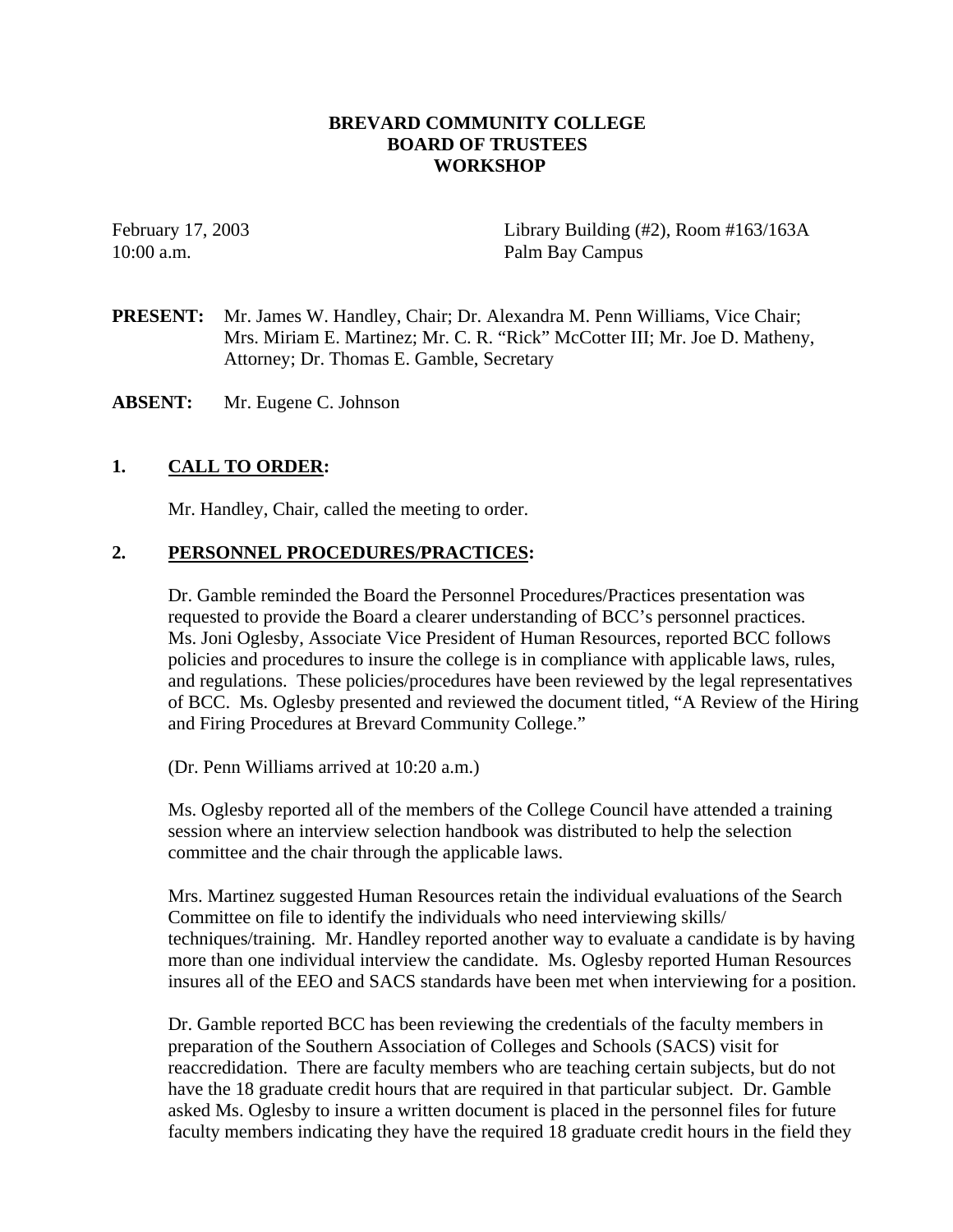**BREVARD COMMUNITY COLLEGE**
**BOARD OF TRUSTEES**
**WORKSHOP**

February 17, 2003
10:00 a.m.

Library Building (#2), Room #163/163A
Palm Bay Campus

**PRESENT:** Mr. James W. Handley, Chair; Dr. Alexandra M. Penn Williams, Vice Chair; Mrs. Miriam E. Martinez; Mr. C. R. "Rick" McCotter III; Mr. Joe D. Matheny, Attorney; Dr. Thomas E. Gamble, Secretary

**ABSENT:** Mr. Eugene C. Johnson

## 1. CALL TO ORDER:

Mr. Handley, Chair, called the meeting to order.

## 2. PERSONNEL PROCEDURES/PRACTICES:

Dr. Gamble reminded the Board the Personnel Procedures/Practices presentation was requested to provide the Board a clearer understanding of BCC's personnel practices. Ms. Joni Oglesby, Associate Vice President of Human Resources, reported BCC follows policies and procedures to insure the college is in compliance with applicable laws, rules, and regulations. These policies/procedures have been reviewed by the legal representatives of BCC. Ms. Oglesby presented and reviewed the document titled, "A Review of the Hiring and Firing Procedures at Brevard Community College."

(Dr. Penn Williams arrived at 10:20 a.m.)

Ms. Oglesby reported all of the members of the College Council have attended a training session where an interview selection handbook was distributed to help the selection committee and the chair through the applicable laws.

Mrs. Martinez suggested Human Resources retain the individual evaluations of the Search Committee on file to identify the individuals who need interviewing skills/ techniques/training. Mr. Handley reported another way to evaluate a candidate is by having more than one individual interview the candidate. Ms. Oglesby reported Human Resources insures all of the EEO and SACS standards have been met when interviewing for a position.

Dr. Gamble reported BCC has been reviewing the credentials of the faculty members in preparation of the Southern Association of Colleges and Schools (SACS) visit for reaccredidation. There are faculty members who are teaching certain subjects, but do not have the 18 graduate credit hours that are required in that particular subject. Dr. Gamble asked Ms. Oglesby to insure a written document is placed in the personnel files for future faculty members indicating they have the required 18 graduate credit hours in the field they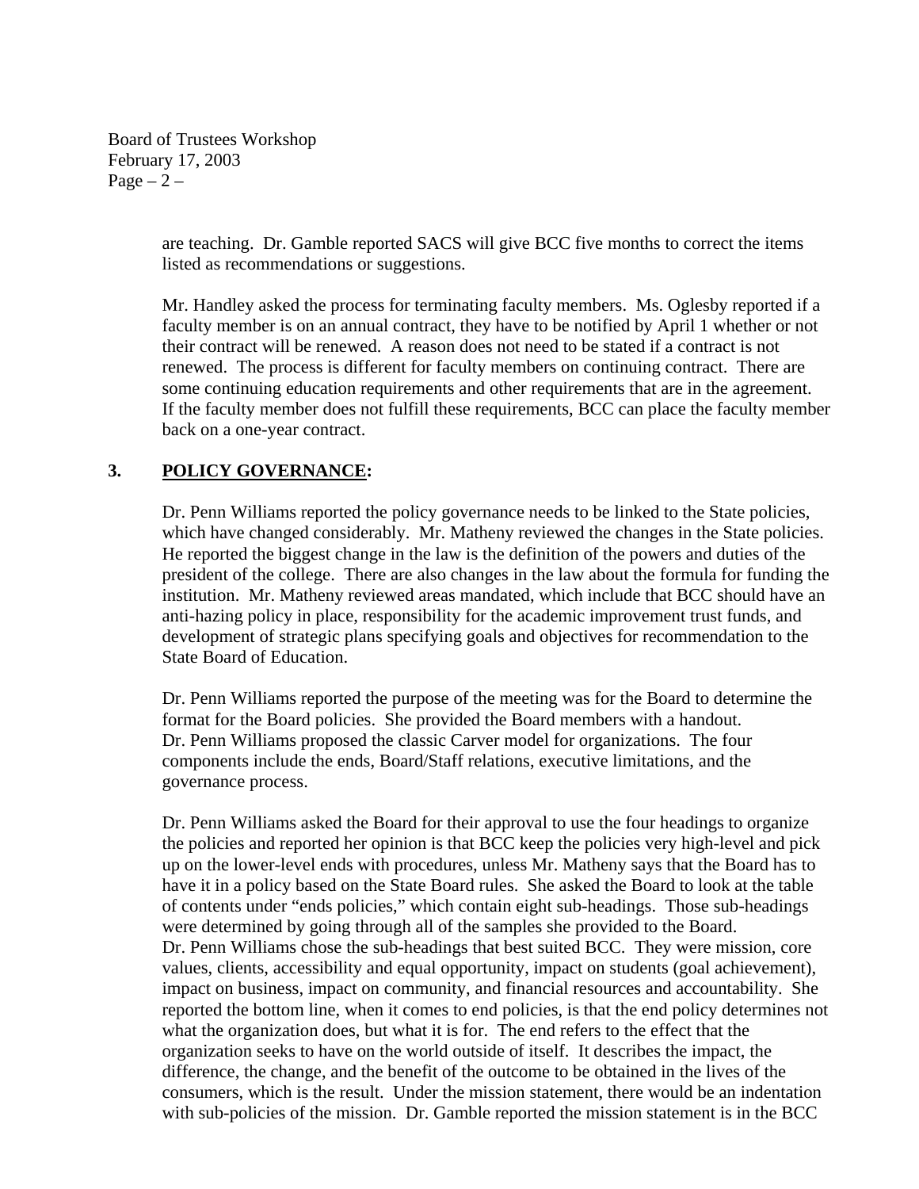are teaching. Dr. Gamble reported SACS will give BCC five months to correct the items listed as recommendations or suggestions.

Mr. Handley asked the process for terminating faculty members. Ms. Oglesby reported if a faculty member is on an annual contract, they have to be notified by April 1 whether or not their contract will be renewed. A reason does not need to be stated if a contract is not renewed. The process is different for faculty members on continuing contract. There are some continuing education requirements and other requirements that are in the agreement. If the faculty member does not fulfill these requirements, BCC can place the faculty member back on a one-year contract.

**3. <u>POLICY GOVERNANCE</u>:**

Dr. Penn Williams reported the policy governance needs to be linked to the State policies, which have changed considerably. Mr. Matheny reviewed the changes in the State policies. He reported the biggest change in the law is the definition of the powers and duties of the president of the college. There are also changes in the law about the formula for funding the institution. Mr. Matheny reviewed areas mandated, which include that BCC should have an anti-hazing policy in place, responsibility for the academic improvement trust funds, and development of strategic plans specifying goals and objectives for recommendation to the State Board of Education.

Dr. Penn Williams reported the purpose of the meeting was for the Board to determine the format for the Board policies. She provided the Board members with a handout. Dr. Penn Williams proposed the classic Carver model for organizations. The four components include the ends, Board/Staff relations, executive limitations, and the governance process.

Dr. Penn Williams asked the Board for their approval to use the four headings to organize the policies and reported her opinion is that BCC keep the policies very high-level and pick up on the lower-level ends with procedures, unless Mr. Matheny says that the Board has to have it in a policy based on the State Board rules. She asked the Board to look at the table of contents under "ends policies," which contain eight sub-headings. Those sub-headings were determined by going through all of the samples she provided to the Board. Dr. Penn Williams chose the sub-headings that best suited BCC. They were mission, core values, clients, accessibility and equal opportunity, impact on students (goal achievement), impact on business, impact on community, and financial resources and accountability. She reported the bottom line, when it comes to end policies, is that the end policy determines not what the organization does, but what it is for. The end refers to the effect that the organization seeks to have on the world outside of itself. It describes the impact, the difference, the change, and the benefit of the outcome to be obtained in the lives of the consumers, which is the result. Under the mission statement, there would be an indentation with sub-policies of the mission. Dr. Gamble reported the mission statement is in the BCC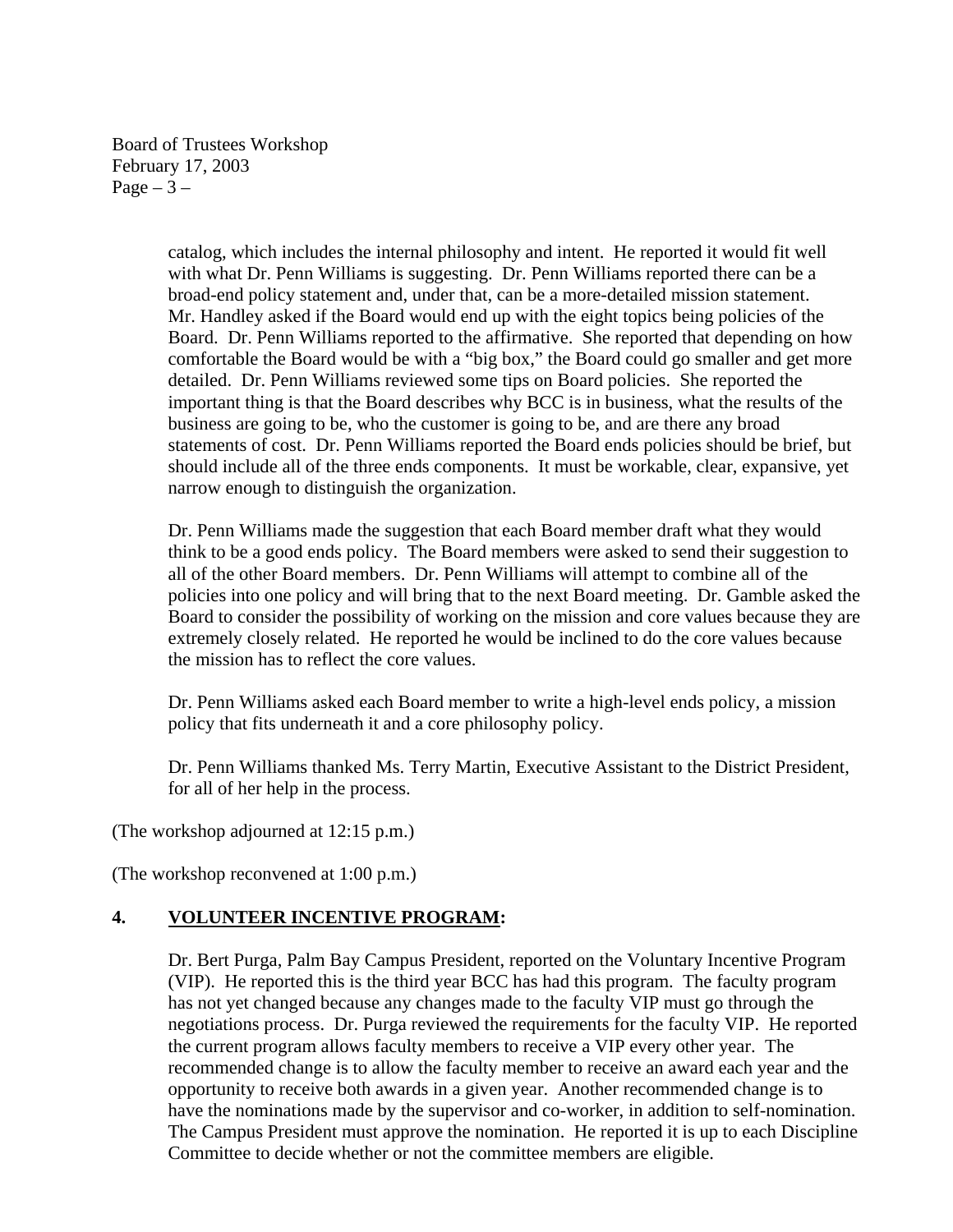catalog, which includes the internal philosophy and intent. He reported it would fit well with what Dr. Penn Williams is suggesting. Dr. Penn Williams reported there can be a broad-end policy statement and, under that, can be a more-detailed mission statement. Mr. Handley asked if the Board would end up with the eight topics being policies of the Board. Dr. Penn Williams reported to the affirmative. She reported that depending on how comfortable the Board would be with a "big box," the Board could go smaller and get more detailed. Dr. Penn Williams reviewed some tips on Board policies. She reported the important thing is that the Board describes why BCC is in business, what the results of the business are going to be, who the customer is going to be, and are there any broad statements of cost. Dr. Penn Williams reported the Board ends policies should be brief, but should include all of the three ends components. It must be workable, clear, expansive, yet narrow enough to distinguish the organization.

Dr. Penn Williams made the suggestion that each Board member draft what they would think to be a good ends policy. The Board members were asked to send their suggestion to all of the other Board members. Dr. Penn Williams will attempt to combine all of the policies into one policy and will bring that to the next Board meeting. Dr. Gamble asked the Board to consider the possibility of working on the mission and core values because they are extremely closely related. He reported he would be inclined to do the core values because the mission has to reflect the core values.

Dr. Penn Williams asked each Board member to write a high-level ends policy, a mission policy that fits underneath it and a core philosophy policy.

Dr. Penn Williams thanked Ms. Terry Martin, Executive Assistant to the District President, for all of her help in the process.

(The workshop adjourned at 12:15 p.m.)

(The workshop reconvened at 1:00 p.m.)

## 4. VOLUNTEER INCENTIVE PROGRAM:

Dr. Bert Purga, Palm Bay Campus President, reported on the Voluntary Incentive Program (VIP). He reported this is the third year BCC has had this program. The faculty program has not yet changed because any changes made to the faculty VIP must go through the negotiations process. Dr. Purga reviewed the requirements for the faculty VIP. He reported the current program allows faculty members to receive a VIP every other year. The recommended change is to allow the faculty member to receive an award each year and the opportunity to receive both awards in a given year. Another recommended change is to have the nominations made by the supervisor and co-worker, in addition to self-nomination. The Campus President must approve the nomination. He reported it is up to each Discipline Committee to decide whether or not the committee members are eligible.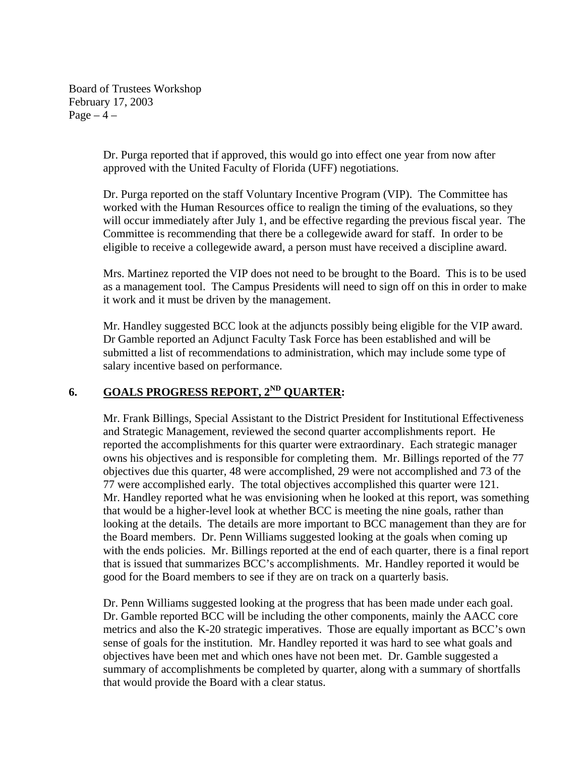Dr. Purga reported that if approved, this would go into effect one year from now after approved with the United Faculty of Florida (UFF) negotiations.

Dr. Purga reported on the staff Voluntary Incentive Program (VIP). The Committee has worked with the Human Resources office to realign the timing of the evaluations, so they will occur immediately after July 1, and be effective regarding the previous fiscal year. The Committee is recommending that there be a collegewide award for staff. In order to be eligible to receive a collegewide award, a person must have received a discipline award.

Mrs. Martinez reported the VIP does not need to be brought to the Board. This is to be used as a management tool. The Campus Presidents will need to sign off on this in order to make it work and it must be driven by the management.

Mr. Handley suggested BCC look at the adjuncts possibly being eligible for the VIP award. Dr Gamble reported an Adjunct Faculty Task Force has been established and will be submitted a list of recommendations to administration, which may include some type of salary incentive based on performance.

## 6. <u>GOALS PROGRESS REPORT, 2ND QUARTER</u>:

Mr. Frank Billings, Special Assistant to the District President for Institutional Effectiveness and Strategic Management, reviewed the second quarter accomplishments report. He reported the accomplishments for this quarter were extraordinary. Each strategic manager owns his objectives and is responsible for completing them. Mr. Billings reported of the 77 objectives due this quarter, 48 were accomplished, 29 were not accomplished and 73 of the 77 were accomplished early. The total objectives accomplished this quarter were 121. Mr. Handley reported what he was envisioning when he looked at this report, was something that would be a higher-level look at whether BCC is meeting the nine goals, rather than looking at the details. The details are more important to BCC management than they are for the Board members. Dr. Penn Williams suggested looking at the goals when coming up with the ends policies. Mr. Billings reported at the end of each quarter, there is a final report that is issued that summarizes BCC's accomplishments. Mr. Handley reported it would be good for the Board members to see if they are on track on a quarterly basis.

Dr. Penn Williams suggested looking at the progress that has been made under each goal. Dr. Gamble reported BCC will be including the other components, mainly the AACC core metrics and also the K-20 strategic imperatives. Those are equally important as BCC's own sense of goals for the institution. Mr. Handley reported it was hard to see what goals and objectives have been met and which ones have not been met. Dr. Gamble suggested a summary of accomplishments be completed by quarter, along with a summary of shortfalls that would provide the Board with a clear status.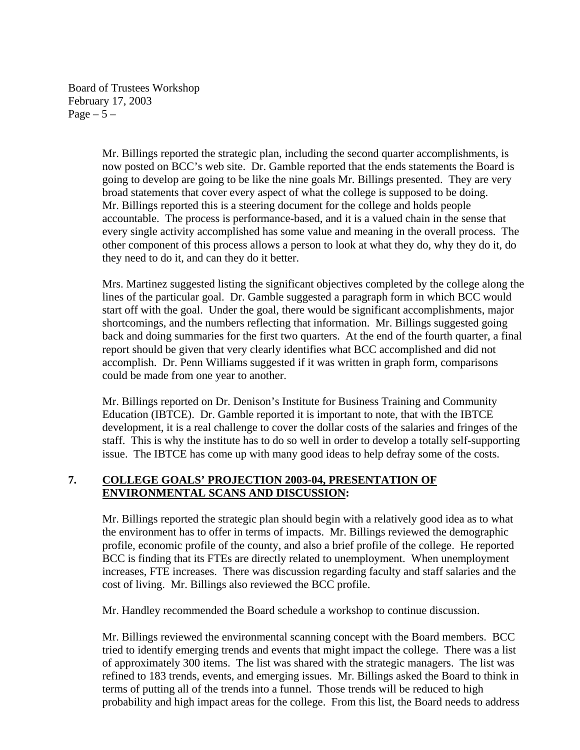Mr. Billings reported the strategic plan, including the second quarter accomplishments, is now posted on BCC's web site. Dr. Gamble reported that the ends statements the Board is going to develop are going to be like the nine goals Mr. Billings presented. They are very broad statements that cover every aspect of what the college is supposed to be doing. Mr. Billings reported this is a steering document for the college and holds people accountable. The process is performance-based, and it is a valued chain in the sense that every single activity accomplished has some value and meaning in the overall process. The other component of this process allows a person to look at what they do, why they do it, do they need to do it, and can they do it better.

Mrs. Martinez suggested listing the significant objectives completed by the college along the lines of the particular goal. Dr. Gamble suggested a paragraph form in which BCC would start off with the goal. Under the goal, there would be significant accomplishments, major shortcomings, and the numbers reflecting that information. Mr. Billings suggested going back and doing summaries for the first two quarters. At the end of the fourth quarter, a final report should be given that very clearly identifies what BCC accomplished and did not accomplish. Dr. Penn Williams suggested if it was written in graph form, comparisons could be made from one year to another.

Mr. Billings reported on Dr. Denison's Institute for Business Training and Community Education (IBTCE). Dr. Gamble reported it is important to note, that with the IBTCE development, it is a real challenge to cover the dollar costs of the salaries and fringes of the staff. This is why the institute has to do so well in order to develop a totally self-supporting issue. The IBTCE has come up with many good ideas to help defray some of the costs.

**7. <u>COLLEGE GOALS' PROJECTION 2003-04, PRESENTATION OF ENVIRONMENTAL SCANS AND DISCUSSION</u>:**

Mr. Billings reported the strategic plan should begin with a relatively good idea as to what the environment has to offer in terms of impacts. Mr. Billings reviewed the demographic profile, economic profile of the county, and also a brief profile of the college. He reported BCC is finding that its FTEs are directly related to unemployment. When unemployment increases, FTE increases. There was discussion regarding faculty and staff salaries and the cost of living. Mr. Billings also reviewed the BCC profile.

Mr. Handley recommended the Board schedule a workshop to continue discussion.

Mr. Billings reviewed the environmental scanning concept with the Board members. BCC tried to identify emerging trends and events that might impact the college. There was a list of approximately 300 items. The list was shared with the strategic managers. The list was refined to 183 trends, events, and emerging issues. Mr. Billings asked the Board to think in terms of putting all of the trends into a funnel. Those trends will be reduced to high probability and high impact areas for the college. From this list, the Board needs to address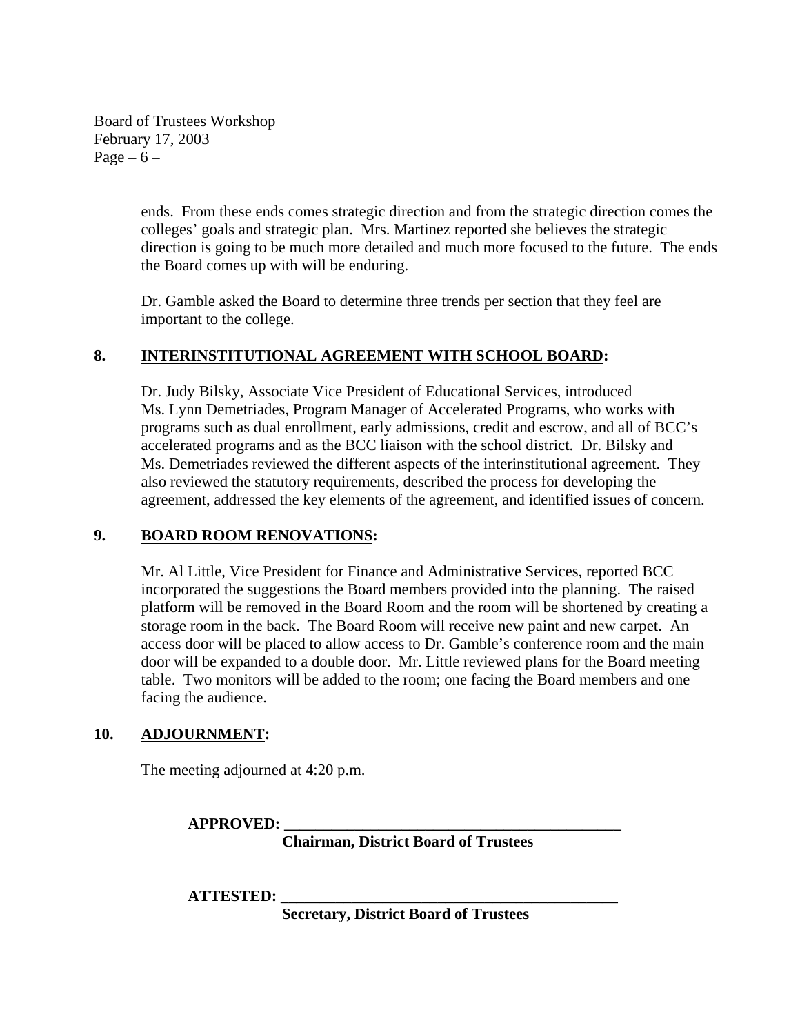ends. From these ends comes strategic direction and from the strategic direction comes the colleges' goals and strategic plan. Mrs. Martinez reported she believes the strategic direction is going to be much more detailed and much more focused to the future. The ends the Board comes up with will be enduring.

Dr. Gamble asked the Board to determine three trends per section that they feel are important to the college.

**8. <u>INTERINSTITUTIONAL AGREEMENT WITH SCHOOL BOARD</u>:**

Dr. Judy Bilsky, Associate Vice President of Educational Services, introduced Ms. Lynn Demetriades, Program Manager of Accelerated Programs, who works with programs such as dual enrollment, early admissions, credit and escrow, and all of BCC's accelerated programs and as the BCC liaison with the school district. Dr. Bilsky and Ms. Demetriades reviewed the different aspects of the interinstitutional agreement. They also reviewed the statutory requirements, described the process for developing the agreement, addressed the key elements of the agreement, and identified issues of concern.

**9. <u>BOARD ROOM RENOVATIONS</u>:**

Mr. Al Little, Vice President for Finance and Administrative Services, reported BCC incorporated the suggestions the Board members provided into the planning. The raised platform will be removed in the Board Room and the room will be shortened by creating a storage room in the back. The Board Room will receive new paint and new carpet. An access door will be placed to allow access to Dr. Gamble's conference room and the main door will be expanded to a double door. Mr. Little reviewed plans for the Board meeting table. Two monitors will be added to the room; one facing the Board members and one facing the audience.

**10. <u>ADJOURNMENT</u>:**

The meeting adjourned at 4:20 p.m.

**APPROVED: _____________________________________________**
**Chairman, District Board of Trustees**

**ATTESTED: _____________________________________________**
**Secretary, District Board of Trustees**